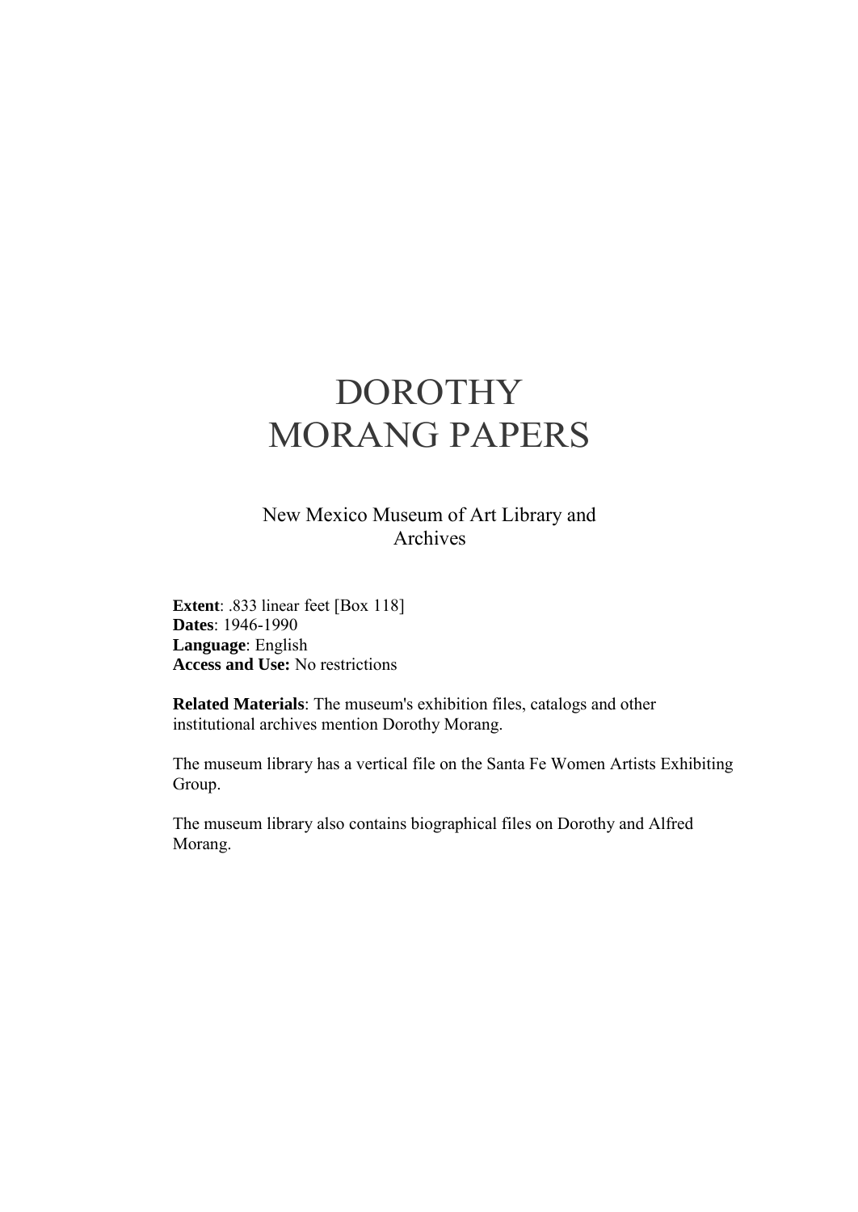# DOROTHY MORANG PAPERS

New Mexico Museum of Art Library and Archives

**Extent**: .833 linear feet [Box 118]
**Dates**: 1946-1990
**Language**: English
**Access and Use:** No restrictions

**Related Materials**: The museum's exhibition files, catalogs and other institutional archives mention Dorothy Morang.

The museum library has a vertical file on the Santa Fe Women Artists Exhibiting Group.

The museum library also contains biographical files on Dorothy and Alfred Morang.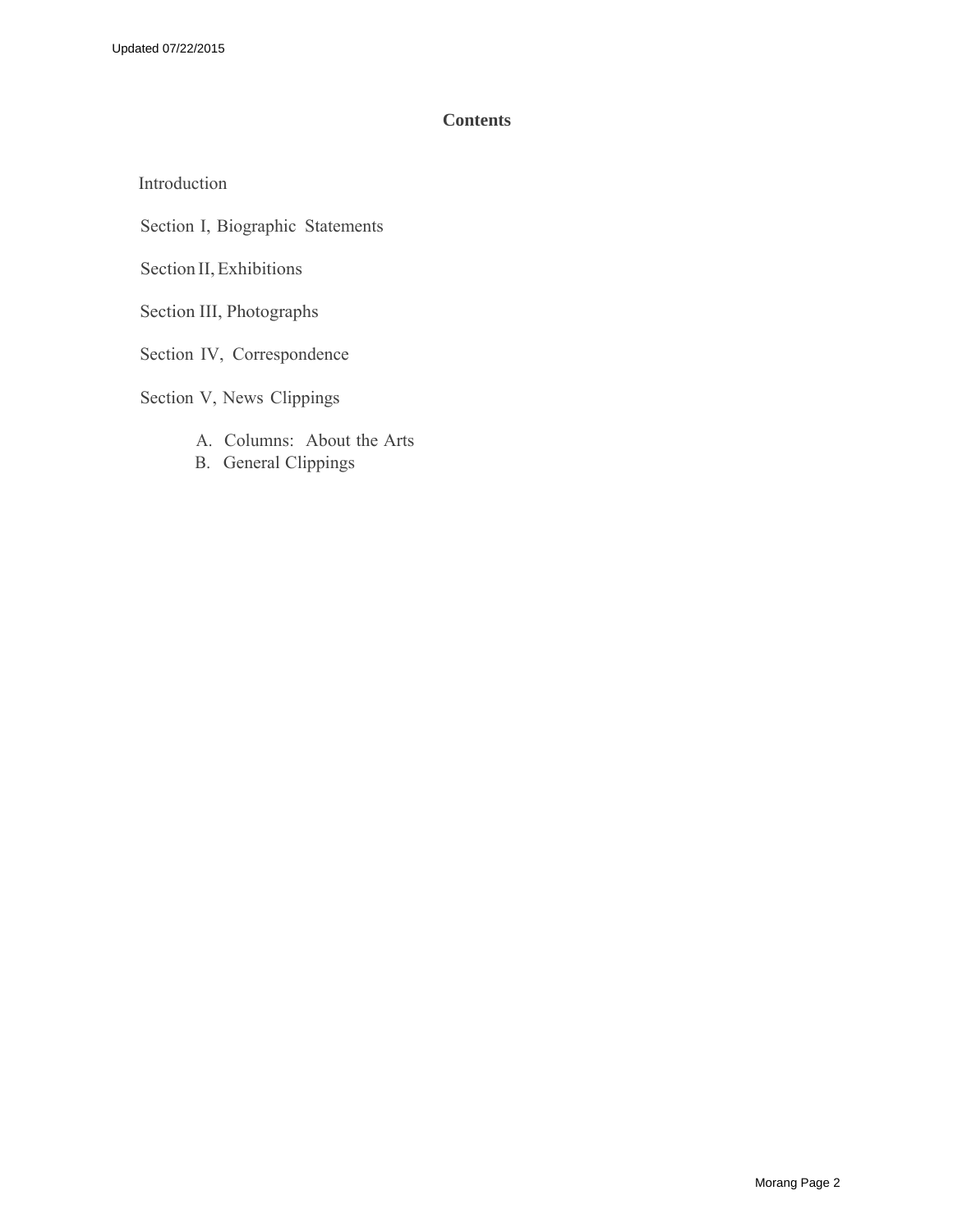## Contents

Introduction

Section I, Biographic Statements

Section II, Exhibitions

Section III, Photographs

Section IV, Correspondence

Section V, News Clippings

A. Columns: About the Arts
B. General Clippings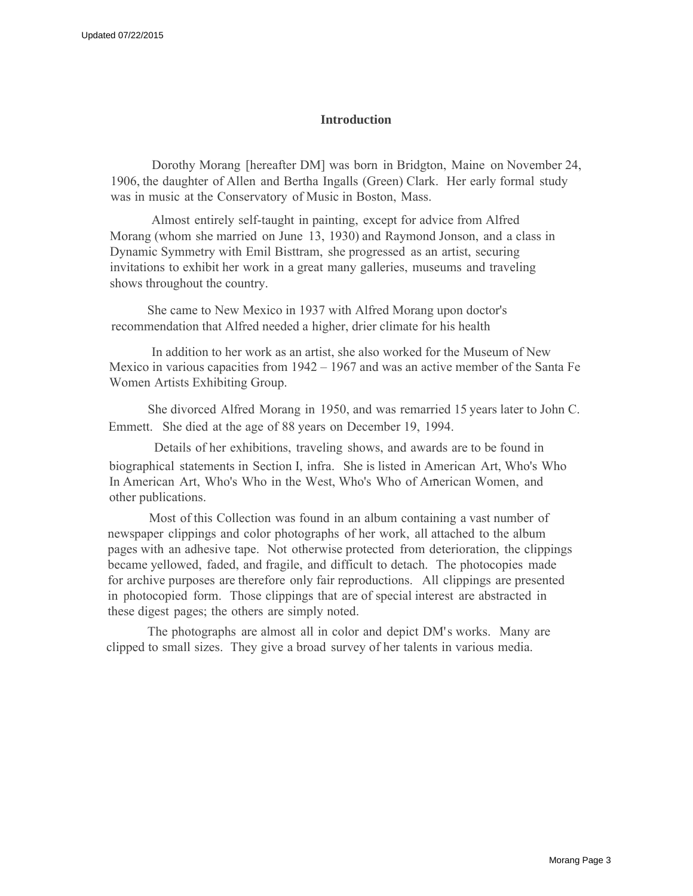# Introduction

Dorothy Morang [hereafter DM] was born in Bridgton, Maine on November 24, 1906, the daughter of Allen and Bertha Ingalls (Green) Clark. Her early formal study was in music at the Conservatory of Music in Boston, Mass.

Almost entirely self-taught in painting, except for advice from Alfred Morang (whom she married on June 13, 1930) and Raymond Jonson, and a class in Dynamic Symmetry with Emil Bisttram, she progressed as an artist, securing invitations to exhibit her work in a great many galleries, museums and traveling shows throughout the country.

She came to New Mexico in 1937 with Alfred Morang upon doctor's recommendation that Alfred needed a higher, drier climate for his health

In addition to her work as an artist, she also worked for the Museum of New Mexico in various capacities from 1942 – 1967 and was an active member of the Santa Fe Women Artists Exhibiting Group.

She divorced Alfred Morang in 1950, and was remarried 15 years later to John C. Emmett. She died at the age of 88 years on December 19, 1994.

Details of her exhibitions, traveling shows, and awards are to be found in biographical statements in Section I, infra. She is listed in American Art, Who's Who In American Art, Who's Who in the West, Who's Who of American Women, and other publications.

Most of this Collection was found in an album containing a vast number of newspaper clippings and color photographs of her work, all attached to the album pages with an adhesive tape. Not otherwise protected from deterioration, the clippings became yellowed, faded, and fragile, and difficult to detach. The photocopies made for archive purposes are therefore only fair reproductions. All clippings are presented in photocopied form. Those clippings that are of special interest are abstracted in these digest pages; the others are simply noted.

The photographs are almost all in color and depict DM's works. Many are clipped to small sizes. They give a broad survey of her talents in various media.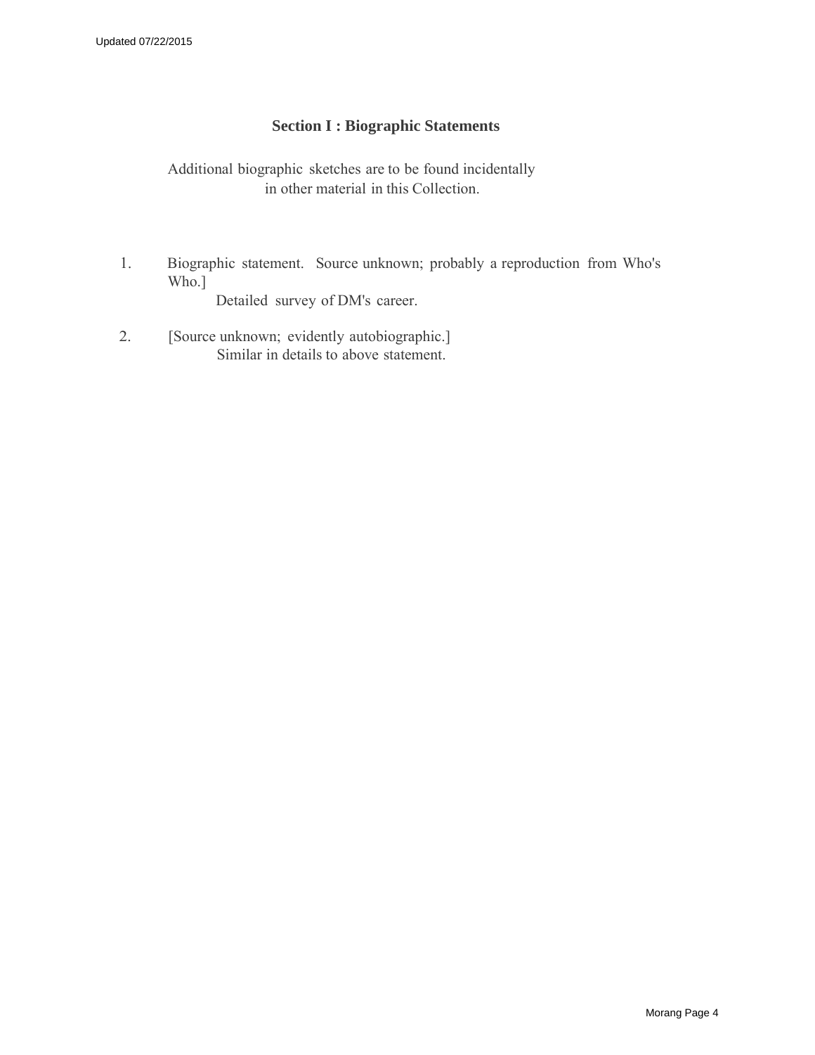## Section I : Biographic Statements

Additional biographic sketches are to be found incidentally in other material in this Collection.

1. Biographic statement. Source unknown; probably a reproduction from Who's Who.]

   Detailed survey of DM's career.

2. [Source unknown; evidently autobiographic.]

   Similar in details to above statement.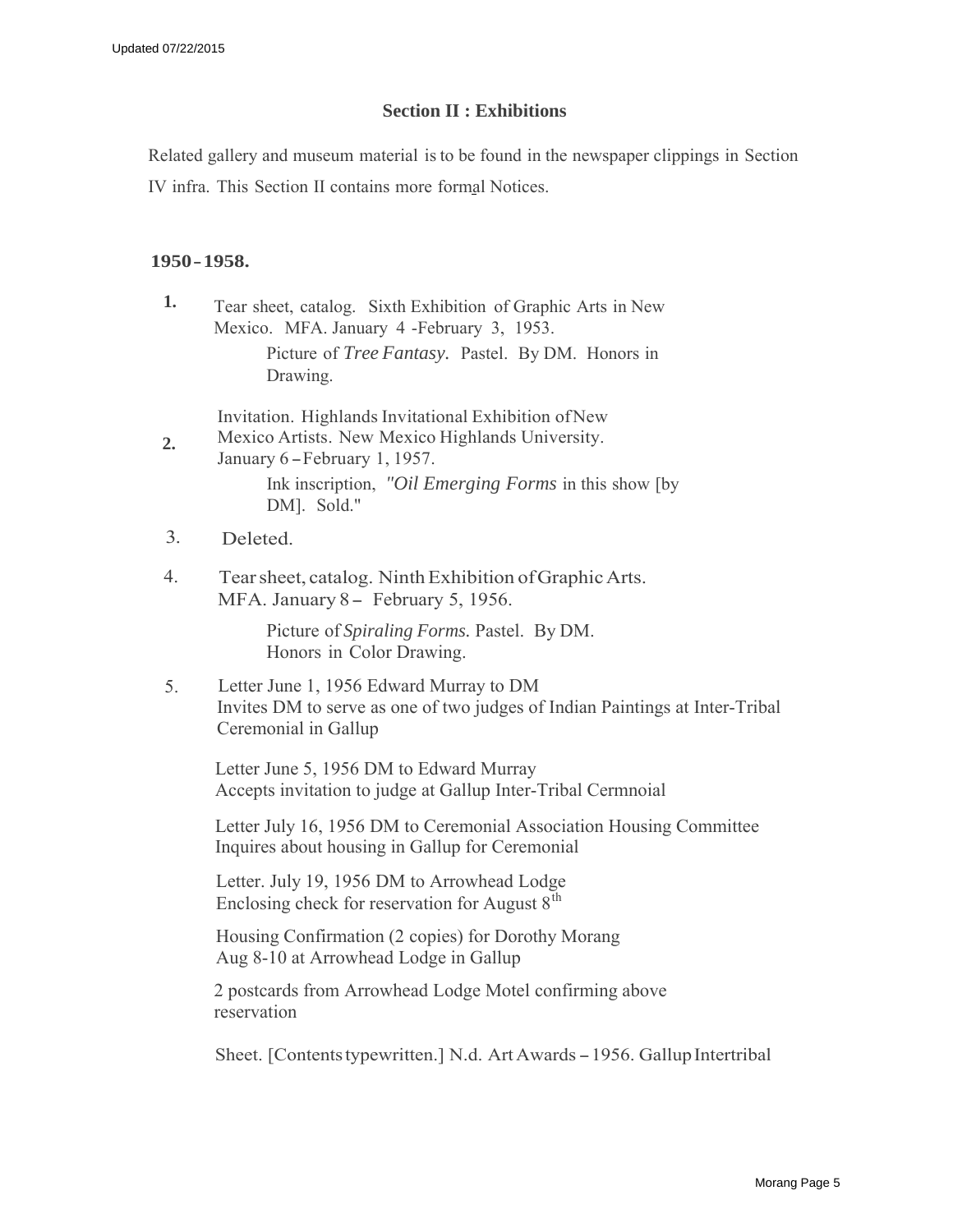## Section II : Exhibitions

Related gallery and museum material is to be found in the newspaper clippings in Section IV infra. This Section II contains more formal Notices.

### 1950 - 1958.

1. Tear sheet, catalog. Sixth Exhibition of Graphic Arts in New Mexico. MFA. January 4 -February 3, 1953.

   Picture of *Tree Fantasy.* Pastel. By DM. Honors in Drawing.

2. Invitation. Highlands Invitational Exhibition of New Mexico Artists. New Mexico Highlands University. January 6 – February 1, 1957.

   Ink inscription, "*Oil Emerging Forms* in this show [by DM]. Sold."

3. Deleted.

4. Tear sheet, catalog. Ninth Exhibition of Graphic Arts. MFA. January 8 – February 5, 1956.

   Picture of *Spiraling Forms.* Pastel. By DM. Honors in Color Drawing.

5. Letter June 1, 1956 Edward Murray to DM
   Invites DM to serve as one of two judges of Indian Paintings at Inter-Tribal Ceremonial in Gallup

   Letter June 5, 1956 DM to Edward Murray
   Accepts invitation to judge at Gallup Inter-Tribal Cermnoial

   Letter July 16, 1956 DM to Ceremonial Association Housing Committee
   Inquires about housing in Gallup for Ceremonial

   Letter. July 19, 1956 DM to Arrowhead Lodge
   Enclosing check for reservation for August 8th

   Housing Confirmation (2 copies) for Dorothy Morang
   Aug 8-10 at Arrowhead Lodge in Gallup

   2 postcards from Arrowhead Lodge Motel confirming above reservation

   Sheet. [Contents typewritten.] N.d. Art Awards – 1956. Gallup Intertribal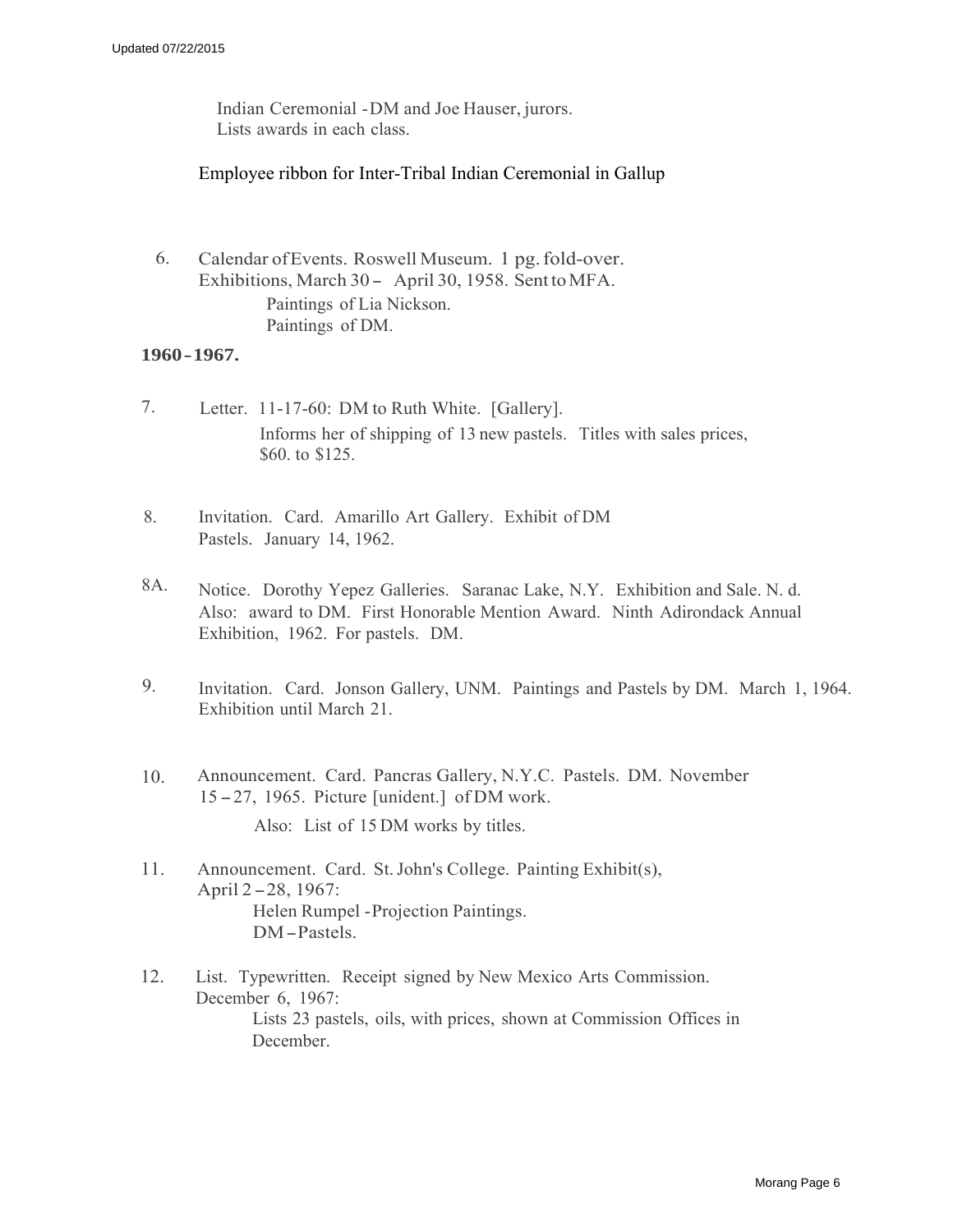Indian Ceremonial - DM and Joe Hauser, jurors.
Lists awards in each class.

Employee ribbon for Inter-Tribal Indian Ceremonial in Gallup

6. Calendar of Events. Roswell Museum. 1 pg. fold-over.
Exhibitions, March 30 – April 30, 1958. Sent to MFA.
Paintings of Lia Nickson.
Paintings of DM.

**1960 - 1967.**

7. Letter. 11-17-60: DM to Ruth White. [Gallery].
Informs her of shipping of 13 new pastels. Titles with sales prices, $60. to $125.

8. Invitation. Card. Amarillo Art Gallery. Exhibit of DM Pastels. January 14, 1962.

8A. Notice. Dorothy Yepez Galleries. Saranac Lake, N.Y. Exhibition and Sale. N. d.
Also: award to DM. First Honorable Mention Award. Ninth Adirondack Annual Exhibition, 1962. For pastels. DM.

9. Invitation. Card. Jonson Gallery, UNM. Paintings and Pastels by DM. March 1, 1964.
Exhibition until March 21.

10. Announcement. Card. Pancras Gallery, N.Y.C. Pastels. DM. November 15 – 27, 1965. Picture [unident.] of DM work.
Also: List of 15 DM works by titles.

11. Announcement. Card. St. John's College. Painting Exhibit(s), April 2 – 28, 1967:
Helen Rumpel - Projection Paintings.
DM – Pastels.

12. List. Typewritten. Receipt signed by New Mexico Arts Commission.
December 6, 1967:
Lists 23 pastels, oils, with prices, shown at Commission Offices in December.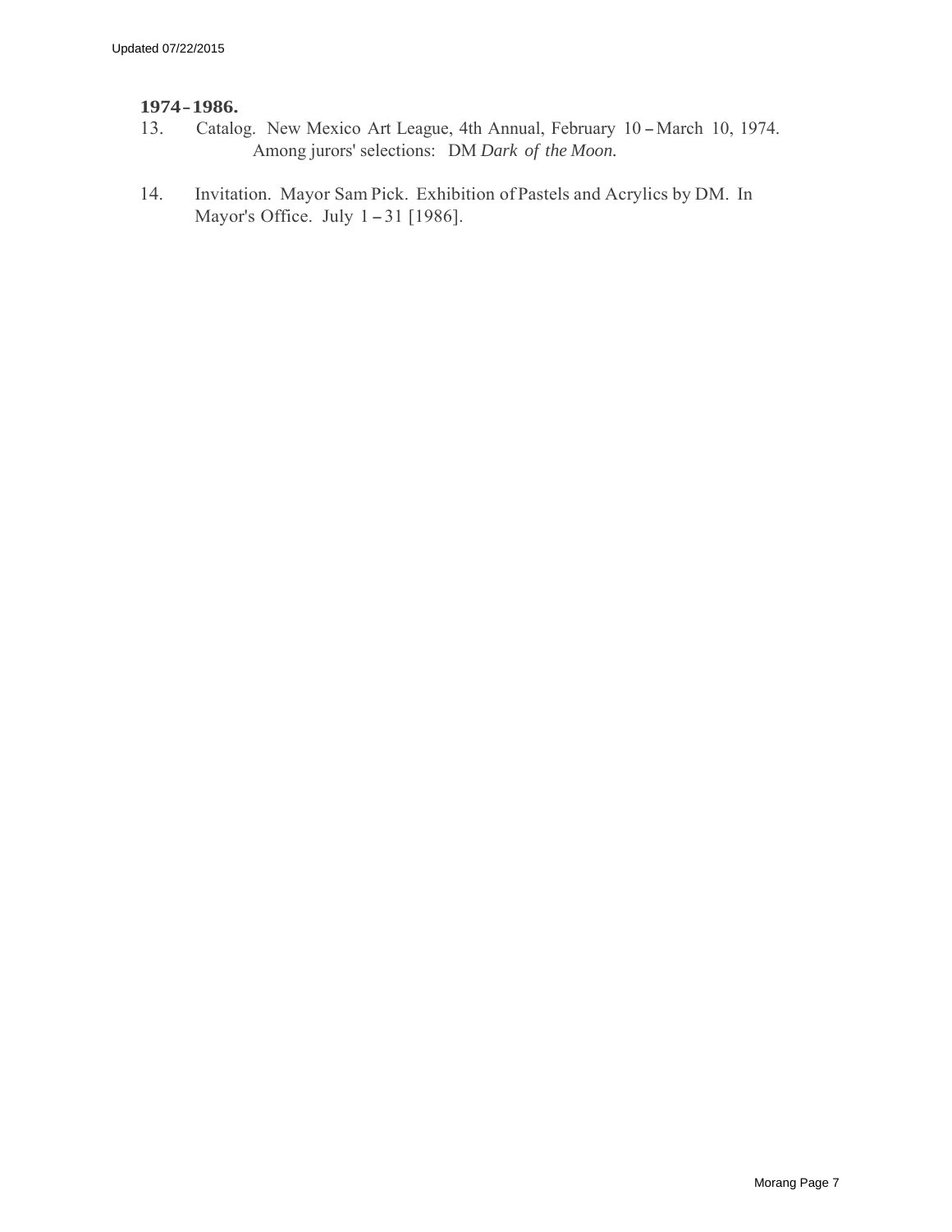**1974 – 1986.**

13. Catalog. New Mexico Art League, 4th Annual, February 10 – March 10, 1974. Among jurors' selections: DM *Dark of the Moon.*

14. Invitation. Mayor Sam Pick. Exhibition of Pastels and Acrylics by DM. In Mayor's Office. July 1 – 31 [1986].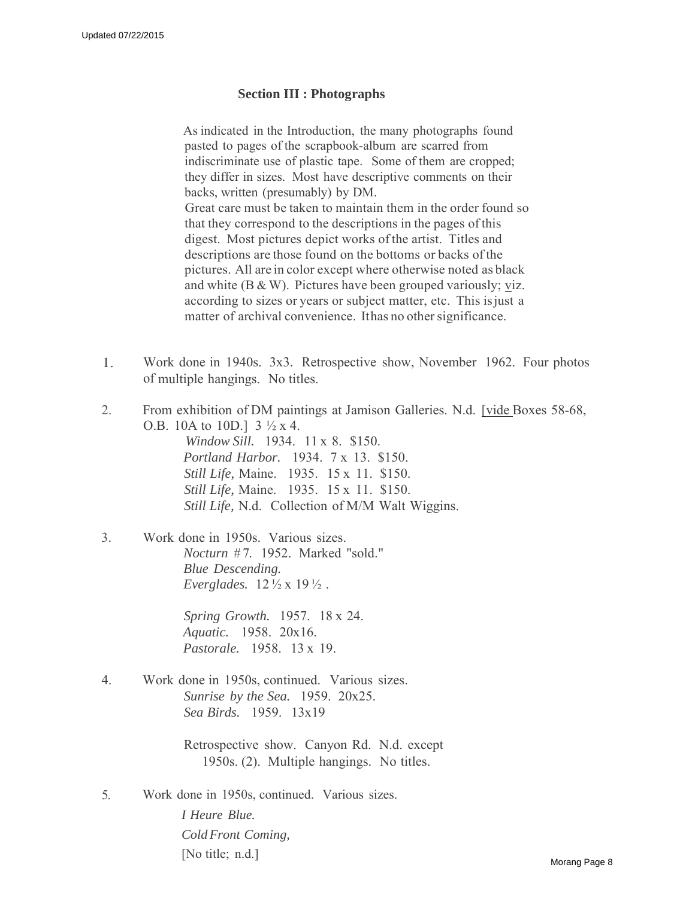## Section III : Photographs

As indicated in the Introduction, the many photographs found pasted to pages of the scrapbook-album are scarred from indiscriminate use of plastic tape. Some of them are cropped; they differ in sizes. Most have descriptive comments on their backs, written (presumably) by DM.
Great care must be taken to maintain them in the order found so that they correspond to the descriptions in the pages of this digest. Most pictures depict works of the artist. Titles and descriptions are those found on the bottoms or backs of the pictures. All are in color except where otherwise noted as black and white (B & W). Pictures have been grouped variously; viz. according to sizes or years or subject matter, etc. This is just a matter of archival convenience. It has no other significance.

1. Work done in 1940s. 3x3. Retrospective show, November 1962. Four photos of multiple hangings. No titles.

2. From exhibition of DM paintings at Jamison Galleries. N.d. [vide Boxes 58-68, O.B. 10A to 10D.] 3 ½ x 4.
   *Window Sill.* 1934. 11 x 8. $150.
   *Portland Harbor.* 1934. 7 x 13. $150.
   *Still Life,* Maine. 1935. 15 x 11. $150.
   *Still Life,* Maine. 1935. 15 x 11. $150.
   *Still Life,* N.d. Collection of M/M Walt Wiggins.

3. Work done in 1950s. Various sizes.
   *Nocturn #7.* 1952. Marked "sold."
   *Blue Descending.*
   *Everglades.* 12 ½ x 19 ½ .

   *Spring Growth.* 1957. 18 x 24.
   *Aquatic.* 1958. 20x16.
   *Pastorale.* 1958. 13 x 19.

4. Work done in 1950s, continued. Various sizes.
   *Sunrise by the Sea.* 1959. 20x25.
   *Sea Birds.* 1959. 13x19

   Retrospective show. Canyon Rd. N.d. except 1950s. (2). Multiple hangings. No titles.

5. Work done in 1950s, continued. Various sizes.
   *I Heure Blue.*
   *Cold Front Coming,*
   [No title; n.d.]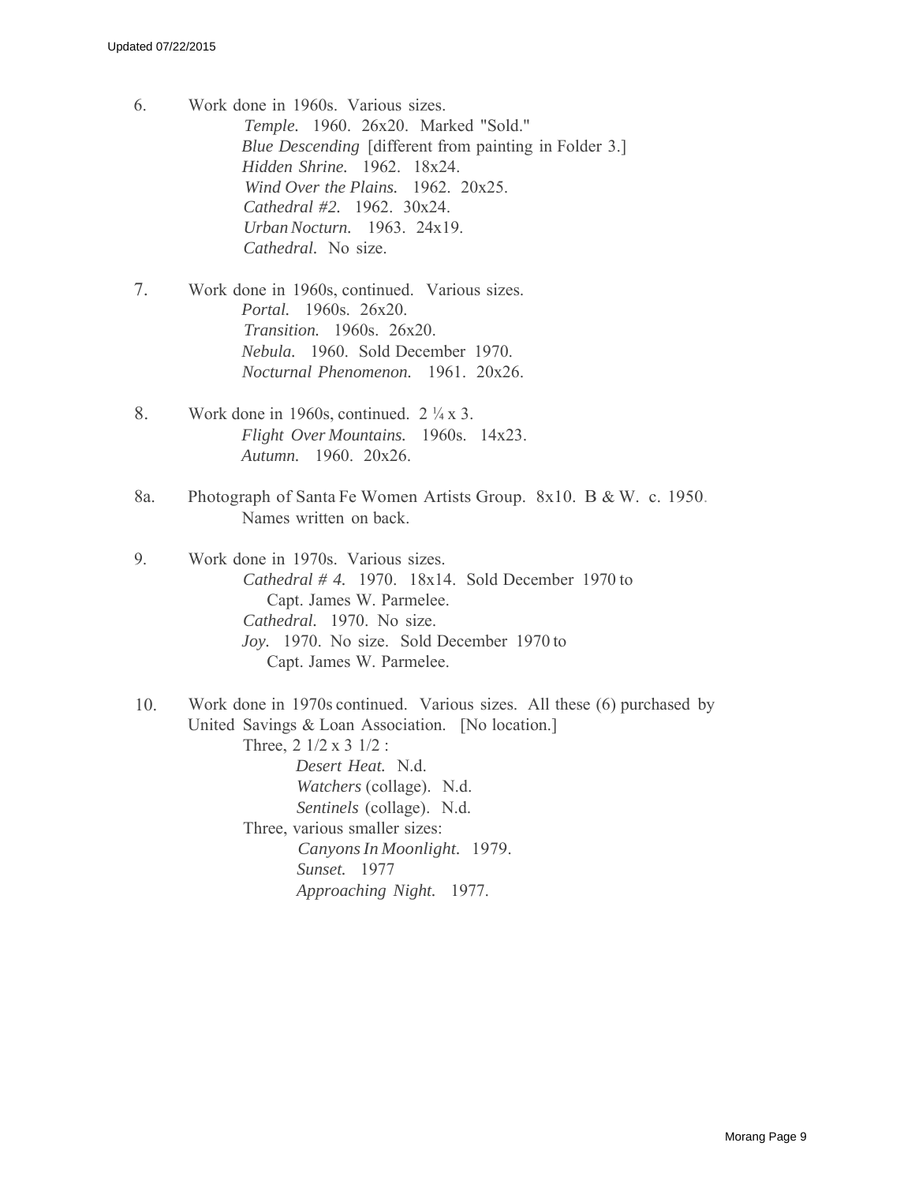6. Work done in 1960s. Various sizes.
   - *Temple.* 1960. 26x20. Marked "Sold."
   - *Blue Descending* [different from painting in Folder 3.]
   - *Hidden Shrine.* 1962. 18x24.
   - *Wind Over the Plains.* 1962. 20x25.
   - *Cathedral #2.* 1962. 30x24.
   - *Urban Nocturn.* 1963. 24x19.
   - *Cathedral.* No size.

7. Work done in 1960s, continued. Various sizes.
   - *Portal.* 1960s. 26x20.
   - *Transition.* 1960s. 26x20.
   - *Nebula.* 1960. Sold December 1970.
   - *Nocturnal Phenomenon.* 1961. 20x26.

8. Work done in 1960s, continued. 2 ¼ x 3.
   - *Flight Over Mountains.* 1960s. 14x23.
   - *Autumn.* 1960. 20x26.

8a. Photograph of Santa Fe Women Artists Group. 8x10. B & W. c. 1950. Names written on back.

9. Work done in 1970s. Various sizes.
   - *Cathedral # 4.* 1970. 18x14. Sold December 1970 to Capt. James W. Parmelee.
   - *Cathedral.* 1970. No size.
   - *Joy.* 1970. No size. Sold December 1970 to Capt. James W. Parmelee.

10. Work done in 1970s continued. Various sizes. All these (6) purchased by United Savings & Loan Association. [No location.]
    - Three, 2 1/2 x 3 1/2 :
      - *Desert Heat.* N.d.
      - *Watchers* (collage). N.d.
      - *Sentinels* (collage). N.d.
    - Three, various smaller sizes:
      - *Canyons In Moonlight.* 1979.
      - *Sunset.* 1977
      - *Approaching Night.* 1977.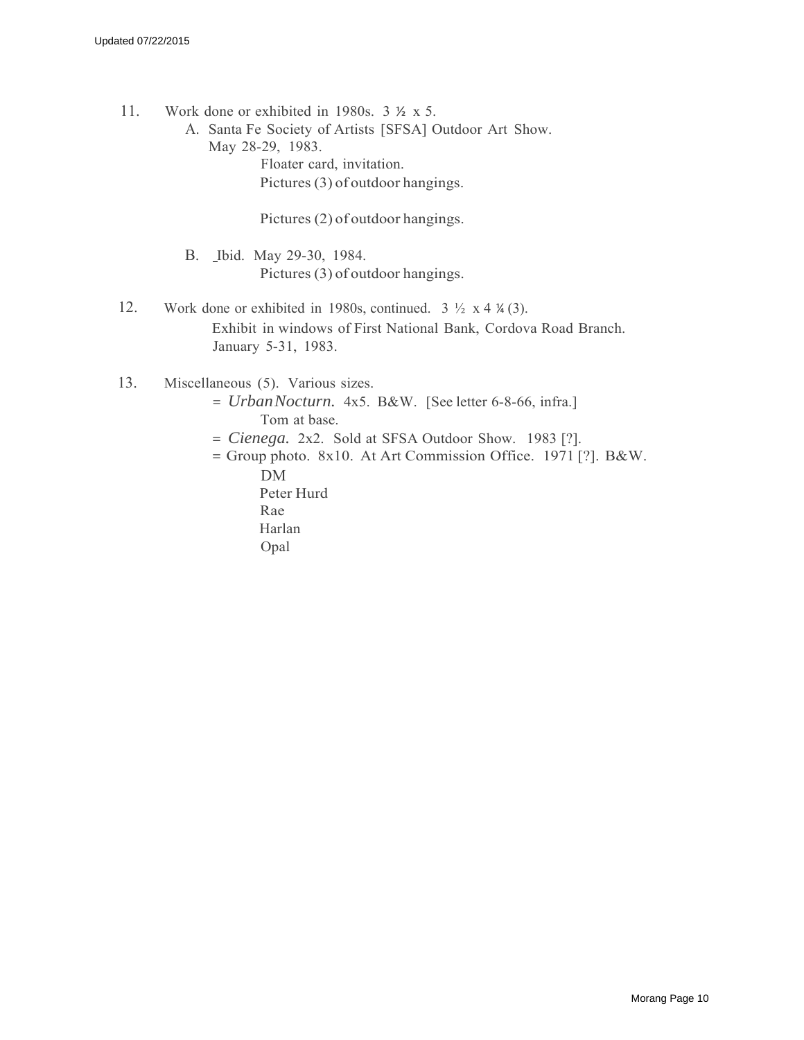11. Work done or exhibited in 1980s. 3 ½ x 5.
    - A. Santa Fe Society of Artists [SFSA] Outdoor Art Show. May 28-29, 1983.
        - Floater card, invitation.
        - Pictures (3) of outdoor hangings.

        - Pictures (2) of outdoor hangings.
    - B. Ibid. May 29-30, 1984.
        - Pictures (3) of outdoor hangings.

12. Work done or exhibited in 1980s, continued. 3 ½ x 4 ¼ (3).
    - Exhibit in windows of First National Bank, Cordova Road Branch. January 5-31, 1983.

13. Miscellaneous (5). Various sizes.
    - = *Urban Nocturn.* 4x5. B&W. [See letter 6-8-66, infra.]
        - Tom at base.
    - = *Cienega.* 2x2. Sold at SFSA Outdoor Show. 1983 [?].
    - = Group photo. 8x10. At Art Commission Office. 1971 [?]. B&W.
        - DM
        - Peter Hurd
        - Rae
        - Harlan
        - Opal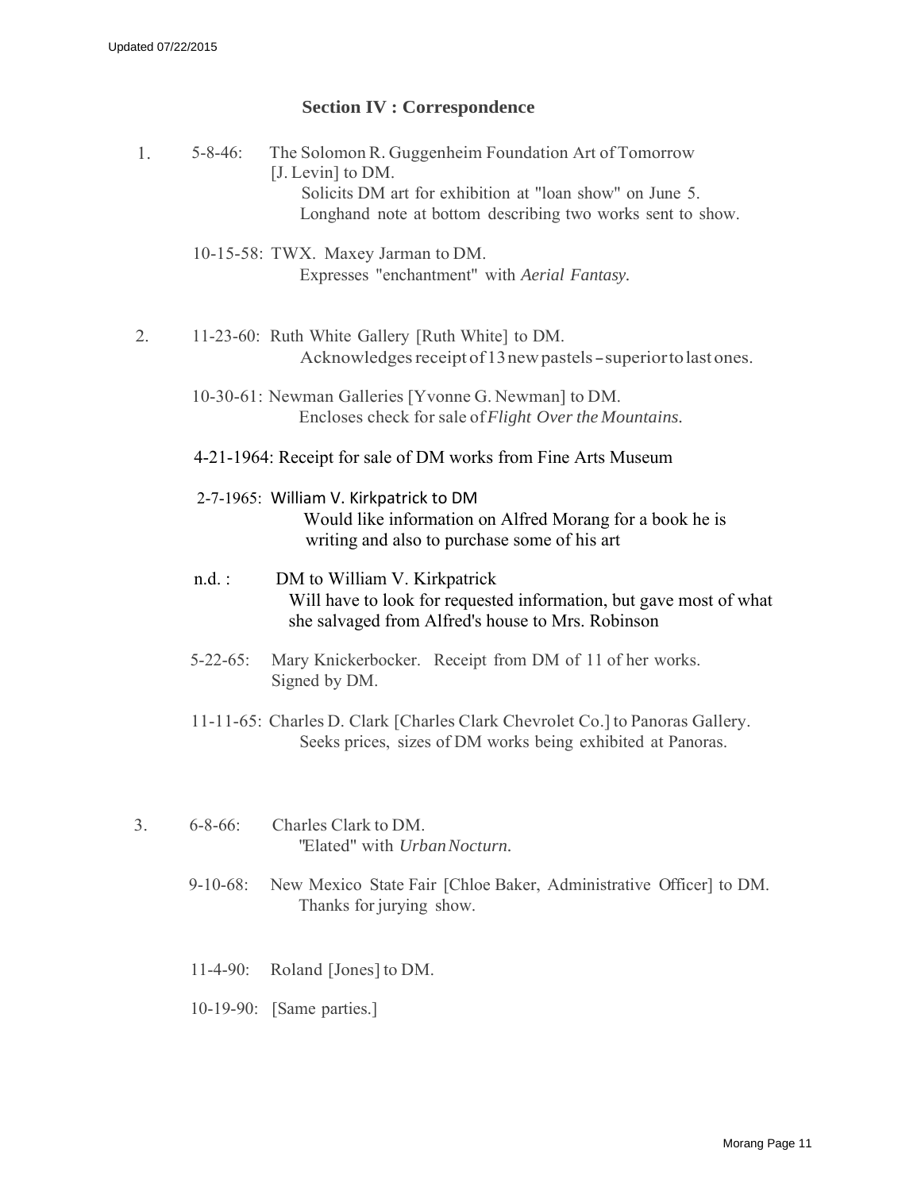## Section IV : Correspondence

1. 5-8-46: The Solomon R. Guggenheim Foundation Art of Tomorrow [J. Levin] to DM.
   Solicits DM art for exhibition at "loan show" on June 5.
   Longhand note at bottom describing two works sent to show.

   10-15-58: TWX. Maxey Jarman to DM.
   Expresses "enchantment" with *Aerial Fantasy.*

2. 11-23-60: Ruth White Gallery [Ruth White] to DM.
   Acknowledges receipt of 13 new pastels – superior to last ones.

   10-30-61: Newman Galleries [Yvonne G. Newman] to DM.
   Encloses check for sale of *Flight Over the Mountains.*

   4-21-1964: Receipt for sale of DM works from Fine Arts Museum

   2-7-1965: William V. Kirkpatrick to DM
   Would like information on Alfred Morang for a book he is writing and also to purchase some of his art

   n.d. : DM to William V. Kirkpatrick
   Will have to look for requested information, but gave most of what she salvaged from Alfred's house to Mrs. Robinson

   5-22-65: Mary Knickerbocker. Receipt from DM of 11 of her works. Signed by DM.

   11-11-65: Charles D. Clark [Charles Clark Chevrolet Co.] to Panoras Gallery.
   Seeks prices, sizes of DM works being exhibited at Panoras.

3. 6-8-66: Charles Clark to DM.
   "Elated" with *Urban Nocturn.*

   9-10-68: New Mexico State Fair [Chloe Baker, Administrative Officer] to DM.
   Thanks for jurying show.

   11-4-90: Roland [Jones] to DM.

   10-19-90: [Same parties.]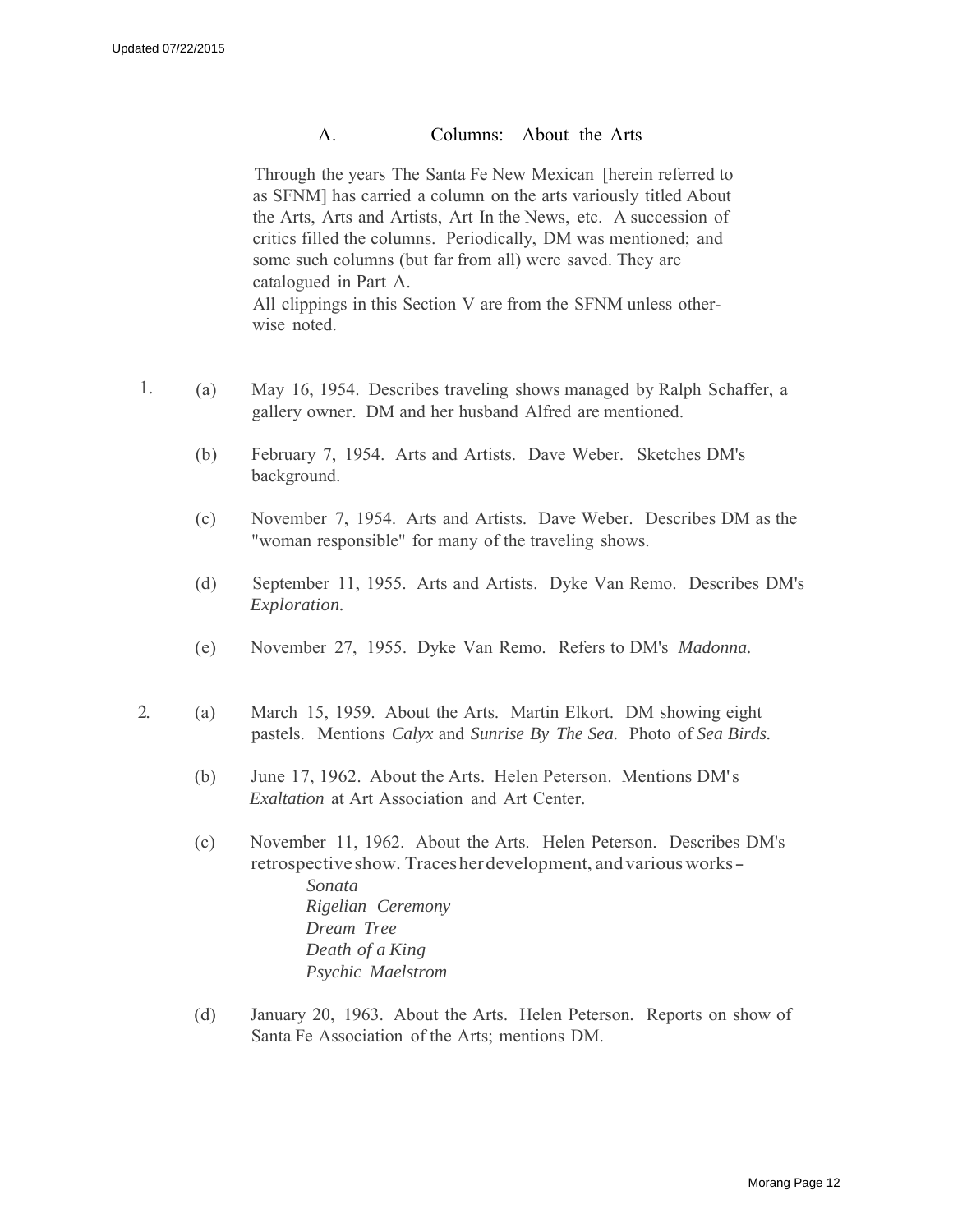## A. Columns: About the Arts

Through the years The Santa Fe New Mexican [herein referred to as SFNM] has carried a column on the arts variously titled About the Arts, Arts and Artists, Art In the News, etc. A succession of critics filled the columns. Periodically, DM was mentioned; and some such columns (but far from all) were saved. They are catalogued in Part A.

All clippings in this Section V are from the SFNM unless otherwise noted.

1. (a) May 16, 1954. Describes traveling shows managed by Ralph Schaffer, a gallery owner. DM and her husband Alfred are mentioned.

   (b) February 7, 1954. Arts and Artists. Dave Weber. Sketches DM's background.

   (c) November 7, 1954. Arts and Artists. Dave Weber. Describes DM as the "woman responsible" for many of the traveling shows.

   (d) September 11, 1955. Arts and Artists. Dyke Van Remo. Describes DM's *Exploration.*

   (e) November 27, 1955. Dyke Van Remo. Refers to DM's *Madonna.*

2. (a) March 15, 1959. About the Arts. Martin Elkort. DM showing eight pastels. Mentions *Calyx* and *Sunrise By The Sea.* Photo of *Sea Birds.*

   (b) June 17, 1962. About the Arts. Helen Peterson. Mentions DM's *Exaltation* at Art Association and Art Center.

   (c) November 11, 1962. About the Arts. Helen Peterson. Describes DM's retrospective show. Traces her development, and various works -

      *Sonata*
      *Rigelian Ceremony*
      *Dream Tree*
      *Death of a King*
      *Psychic Maelstrom*

   (d) January 20, 1963. About the Arts. Helen Peterson. Reports on show of Santa Fe Association of the Arts; mentions DM.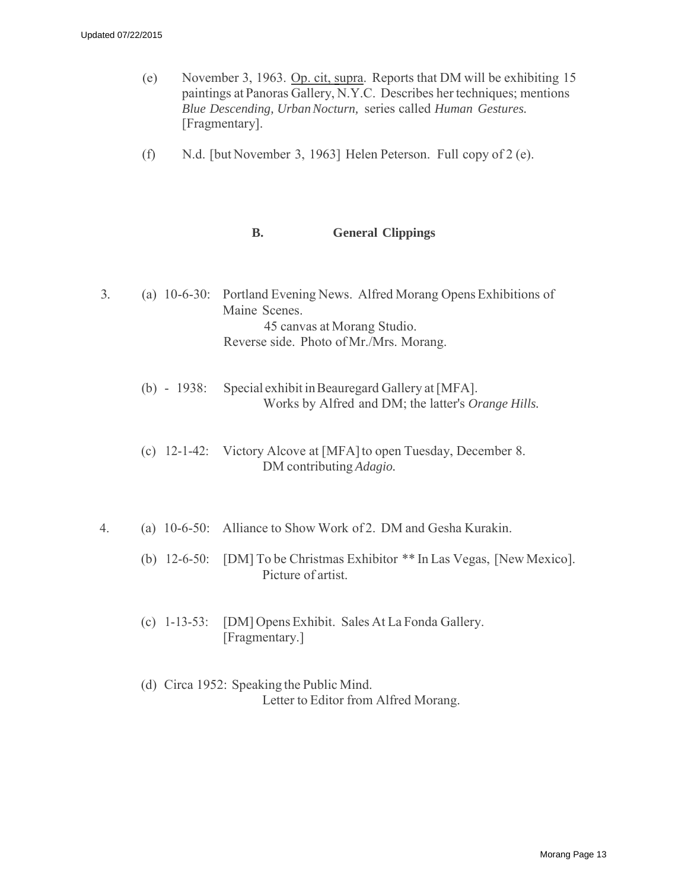(e) November 3, 1963. Op. cit, supra. Reports that DM will be exhibiting 15 paintings at Panoras Gallery, N.Y.C. Describes her techniques; mentions *Blue Descending, Urban Nocturn,* series called *Human Gestures.* [Fragmentary].

(f) N.d. [but November 3, 1963] Helen Peterson. Full copy of 2 (e).

## B. General Clippings

3. (a) 10-6-30: Portland Evening News. Alfred Morang Opens Exhibitions of Maine Scenes.
   45 canvas at Morang Studio.
   Reverse side. Photo of Mr./Mrs. Morang.

   (b) - 1938: Special exhibit in Beauregard Gallery at [MFA].
   Works by Alfred and DM; the latter's *Orange Hills.*

   (c) 12-1-42: Victory Alcove at [MFA] to open Tuesday, December 8.
   DM contributing *Adagio.*

4. (a) 10-6-50: Alliance to Show Work of 2. DM and Gesha Kurakin.

   (b) 12-6-50: [DM] To be Christmas Exhibitor ** In Las Vegas, [New Mexico].
   Picture of artist.

   (c) 1-13-53: [DM] Opens Exhibit. Sales At La Fonda Gallery.
   [Fragmentary.]

   (d) Circa 1952: Speaking the Public Mind.
   Letter to Editor from Alfred Morang.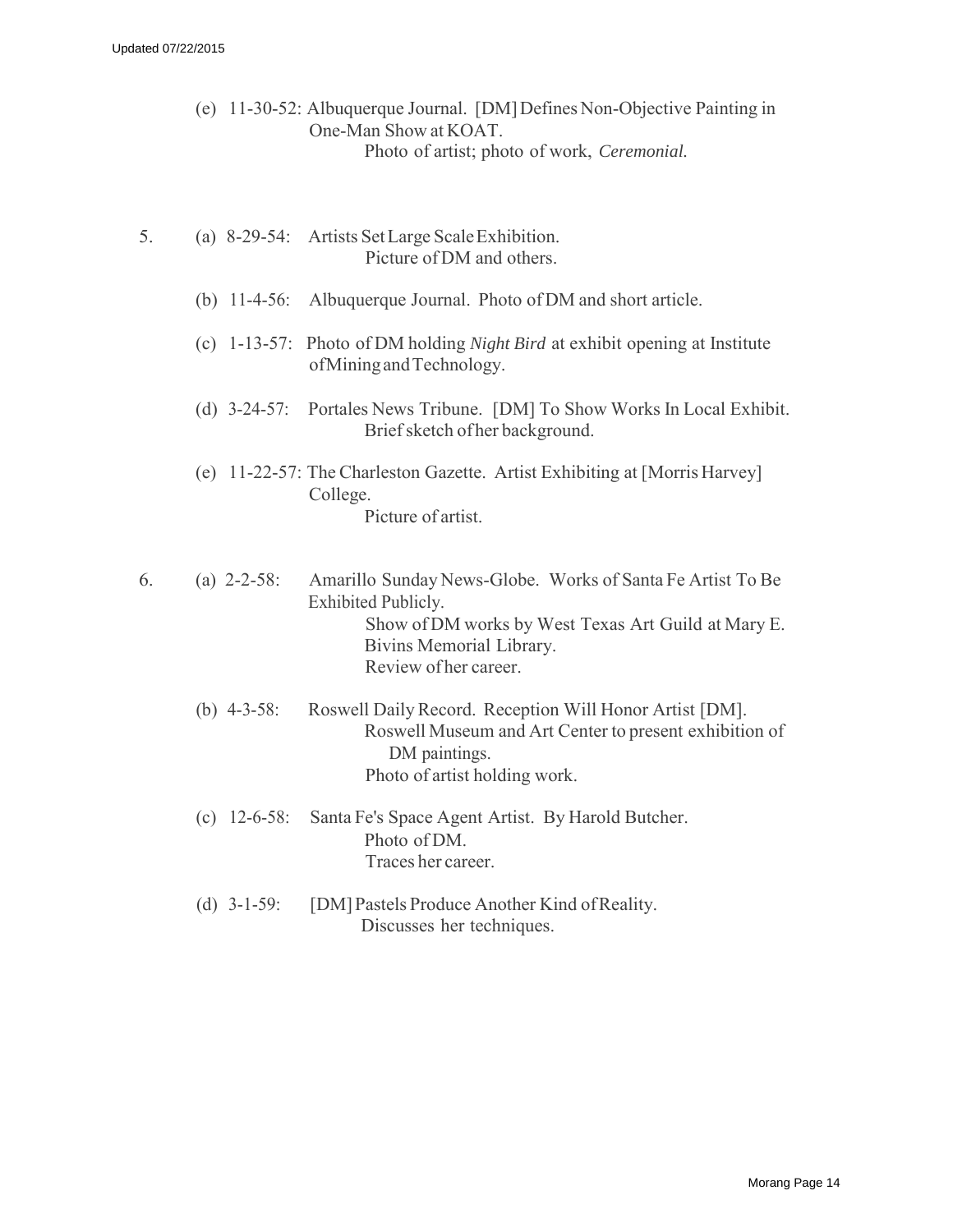(e) 11-30-52: Albuquerque Journal. [DM] Defines Non-Objective Painting in One-Man Show at KOAT.
Photo of artist; photo of work, *Ceremonial.*

5. (a) 8-29-54: Artists Set Large Scale Exhibition.
Picture of DM and others.

(b) 11-4-56: Albuquerque Journal. Photo of DM and short article.

(c) 1-13-57: Photo of DM holding *Night Bird* at exhibit opening at Institute of Mining and Technology.

(d) 3-24-57: Portales News Tribune. [DM] To Show Works In Local Exhibit.
Brief sketch of her background.

(e) 11-22-57: The Charleston Gazette. Artist Exhibiting at [Morris Harvey] College.
Picture of artist.

6. (a) 2-2-58: Amarillo Sunday News-Globe. Works of Santa Fe Artist To Be Exhibited Publicly.
Show of DM works by West Texas Art Guild at Mary E. Bivins Memorial Library.
Review of her career.

(b) 4-3-58: Roswell Daily Record. Reception Will Honor Artist [DM].
Roswell Museum and Art Center to present exhibition of DM paintings.
Photo of artist holding work.

(c) 12-6-58: Santa Fe's Space Agent Artist. By Harold Butcher.
Photo of DM.
Traces her career.

(d) 3-1-59: [DM] Pastels Produce Another Kind of Reality.
Discusses her techniques.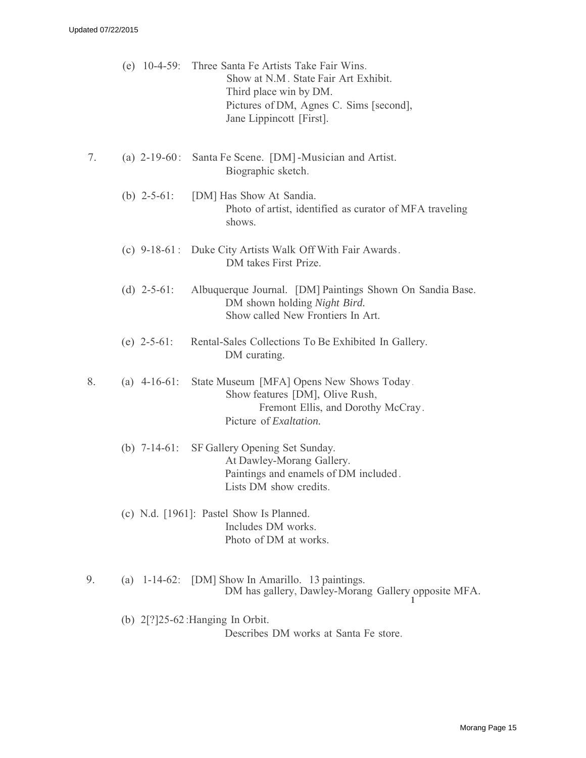(e) 10-4-59: Three Santa Fe Artists Take Fair Wins.
Show at N.M. State Fair Art Exhibit.
Third place win by DM.
Pictures of DM, Agnes C. Sims [second], Jane Lippincott [First].

7. (a) 2-19-60: Santa Fe Scene. [DM]-Musician and Artist.
Biographic sketch.

(b) 2-5-61: [DM] Has Show At Sandia.
Photo of artist, identified as curator of MFA traveling shows.

(c) 9-18-61: Duke City Artists Walk Off With Fair Awards.
DM takes First Prize.

(d) 2-5-61: Albuquerque Journal. [DM] Paintings Shown On Sandia Base.
DM shown holding *Night Bird.*
Show called New Frontiers In Art.

(e) 2-5-61: Rental-Sales Collections To Be Exhibited In Gallery.
DM curating.

8. (a) 4-16-61: State Museum [MFA] Opens New Shows Today.
Show features [DM], Olive Rush, Fremont Ellis, and Dorothy McCray.
Picture of *Exaltation.*

(b) 7-14-61: SF Gallery Opening Set Sunday.
At Dawley-Morang Gallery.
Paintings and enamels of DM included.
Lists DM show credits.

(c) N.d. [1961]: Pastel Show Is Planned.
Includes DM works.
Photo of DM at works.

9. (a) 1-14-62: [DM] Show In Amarillo. 13 paintings.
DM has gallery, Dawley-Morang Gallery opposite MFA.[1]

(b) 2[?]25-62: Hanging In Orbit.
Describes DM works at Santa Fe store.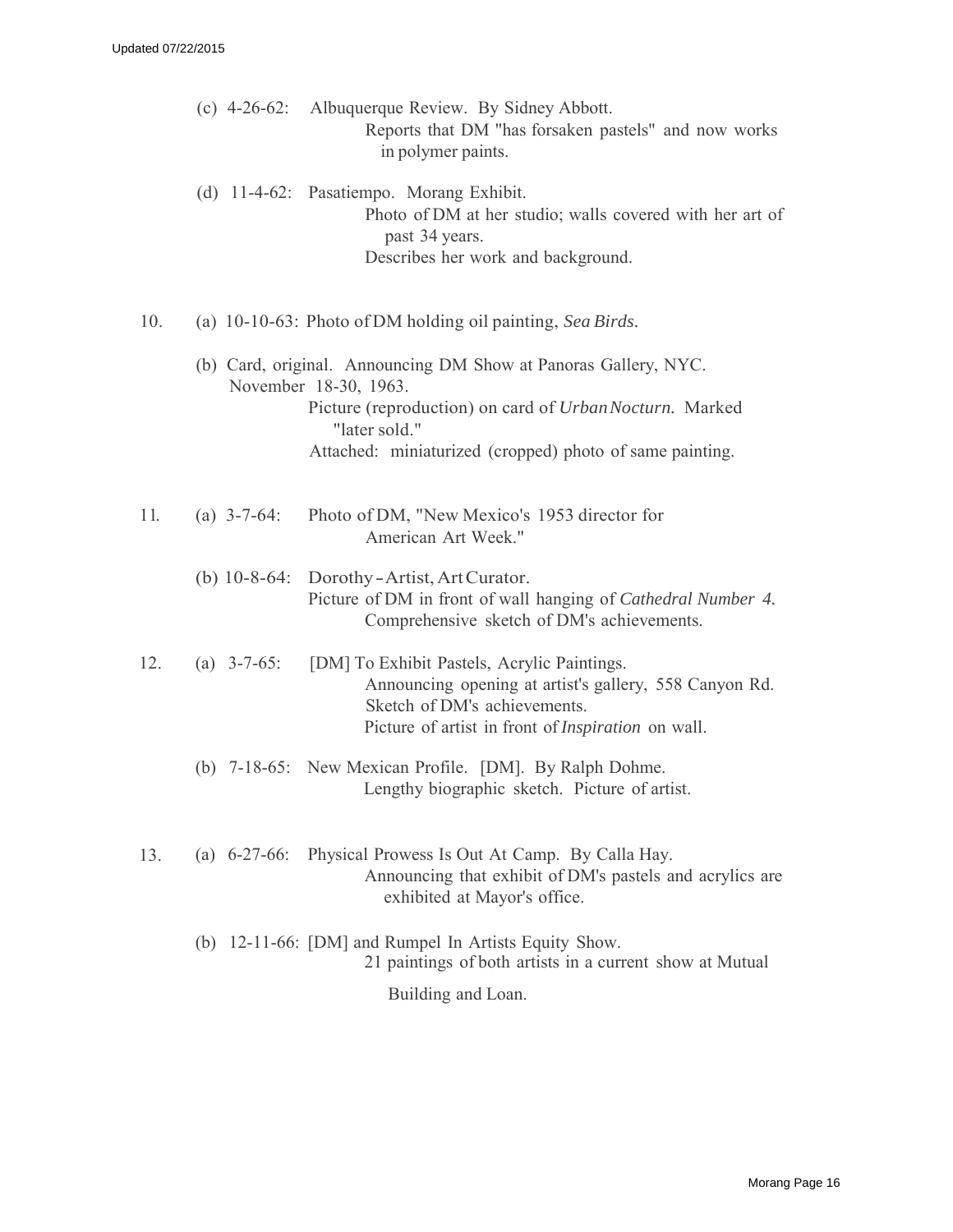(c) 4-26-62: Albuquerque Review. By Sidney Abbott.
Reports that DM "has forsaken pastels" and now works in polymer paints.

(d) 11-4-62: Pasatiempo. Morang Exhibit.
Photo of DM at her studio; walls covered with her art of past 34 years.
Describes her work and background.

10. (a) 10-10-63: Photo of DM holding oil painting, *Sea Birds.*

(b) Card, original. Announcing DM Show at Panoras Gallery, NYC. November 18-30, 1963.
Picture (reproduction) on card of *Urban Nocturn.* Marked "later sold."
Attached: miniaturized (cropped) photo of same painting.

11. (a) 3-7-64: Photo of DM, "New Mexico's 1953 director for American Art Week."

(b) 10-8-64: Dorothy - Artist, Art Curator.
Picture of DM in front of wall hanging of *Cathedral Number 4.*
Comprehensive sketch of DM's achievements.

12. (a) 3-7-65: [DM] To Exhibit Pastels, Acrylic Paintings.
Announcing opening at artist's gallery, 558 Canyon Rd.
Sketch of DM's achievements.
Picture of artist in front of *Inspiration* on wall.

(b) 7-18-65: New Mexican Profile. [DM]. By Ralph Dohme.
Lengthy biographic sketch. Picture of artist.

13. (a) 6-27-66: Physical Prowess Is Out At Camp. By Calla Hay.
Announcing that exhibit of DM's pastels and acrylics are exhibited at Mayor's office.

(b) 12-11-66: [DM] and Rumpel In Artists Equity Show.
21 paintings of both artists in a current show at Mutual Building and Loan.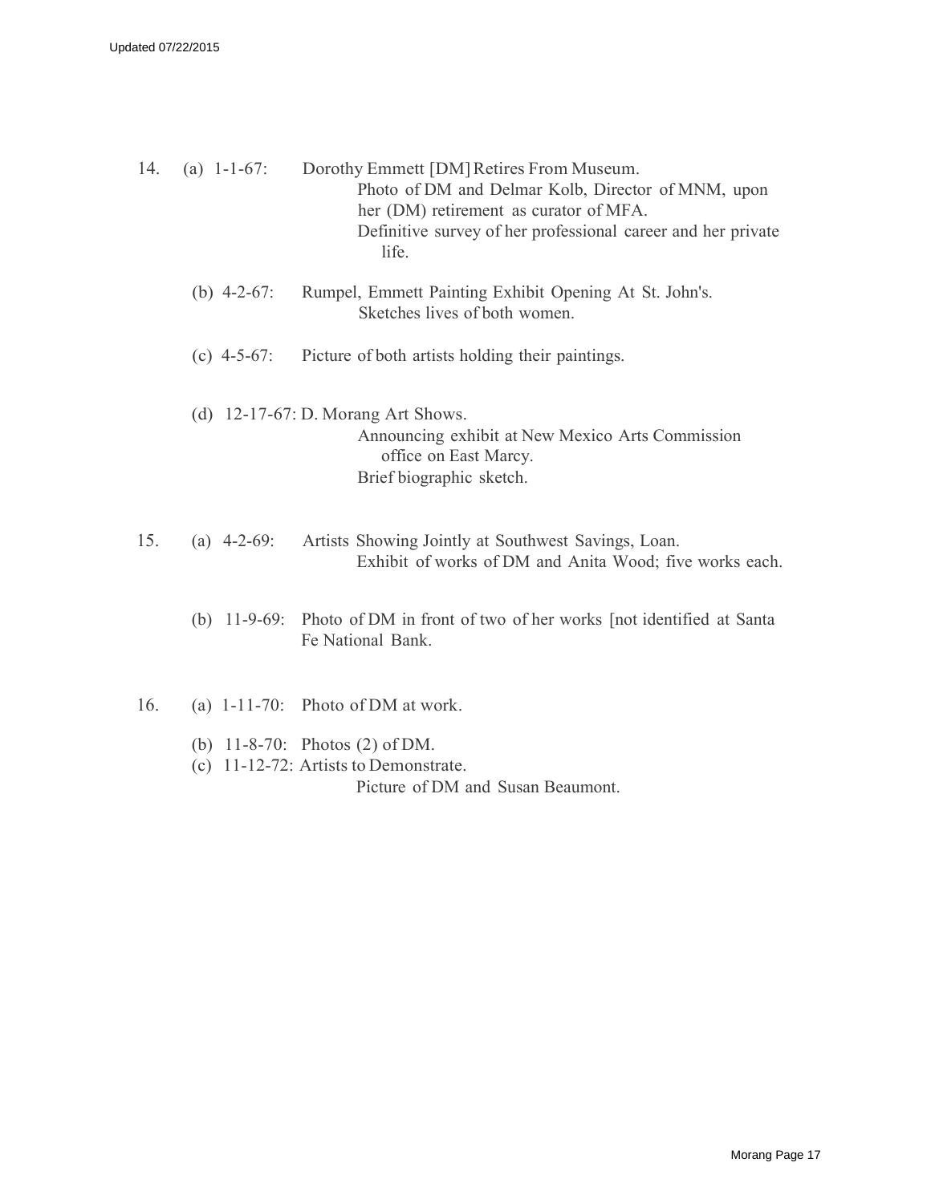14. (a) 1-1-67: Dorothy Emmett [DM] Retires From Museum.
    Photo of DM and Delmar Kolb, Director of MNM, upon her (DM) retirement as curator of MFA.
    Definitive survey of her professional career and her private life.

    (b) 4-2-67: Rumpel, Emmett Painting Exhibit Opening At St. John's.
    Sketches lives of both women.

    (c) 4-5-67: Picture of both artists holding their paintings.

    (d) 12-17-67: D. Morang Art Shows.
    Announcing exhibit at New Mexico Arts Commission office on East Marcy.
    Brief biographic sketch.

15. (a) 4-2-69: Artists Showing Jointly at Southwest Savings, Loan.
    Exhibit of works of DM and Anita Wood; five works each.

    (b) 11-9-69: Photo of DM in front of two of her works [not identified at Santa Fe National Bank.

16. (a) 1-11-70: Photo of DM at work.

    (b) 11-8-70: Photos (2) of DM.
    (c) 11-12-72: Artists to Demonstrate.
    Picture of DM and Susan Beaumont.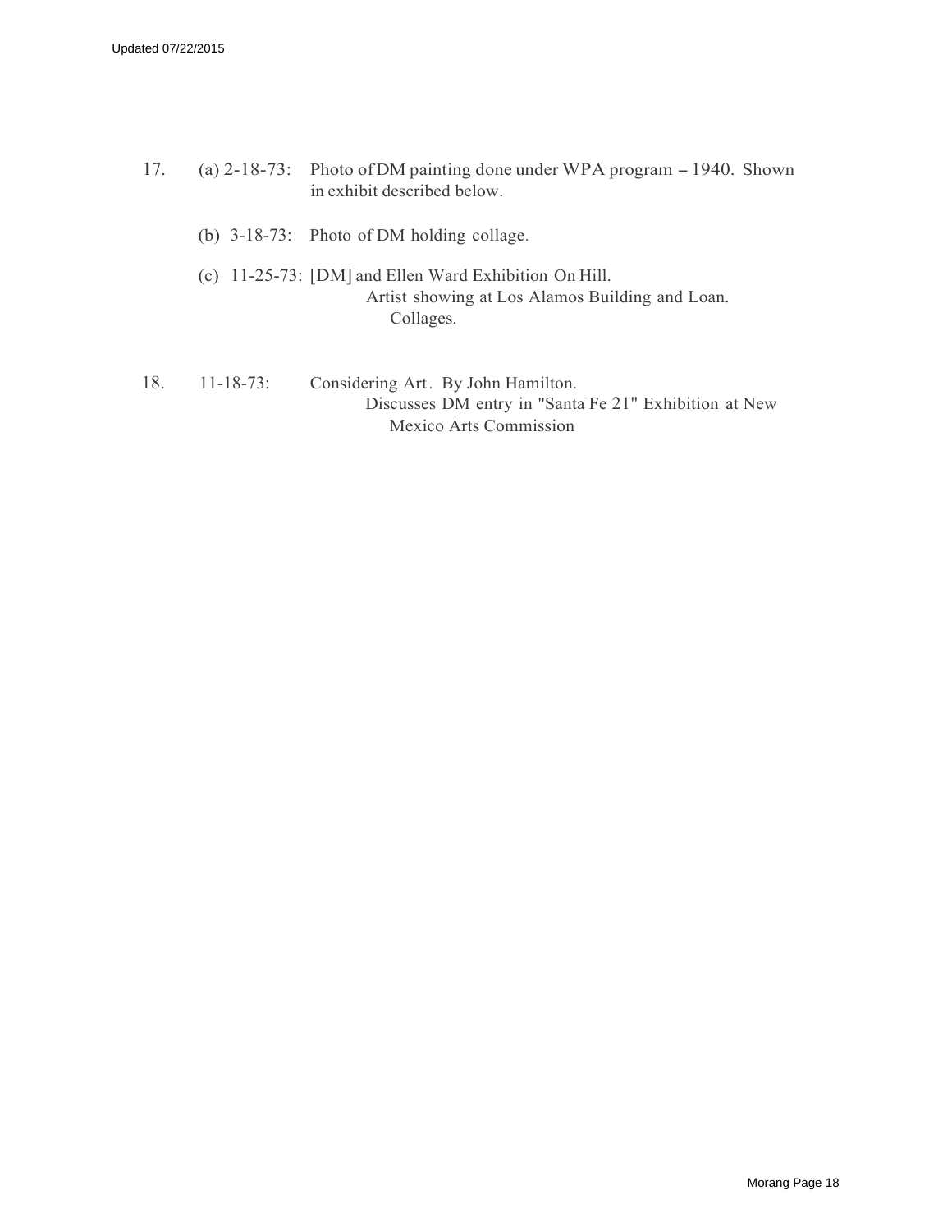17. (a) 2-18-73: Photo of DM painting done under WPA program – 1940. Shown in exhibit described below.

    (b) 3-18-73: Photo of DM holding collage.

    (c) 11-25-73: [DM] and Ellen Ward Exhibition On Hill.
    Artist showing at Los Alamos Building and Loan.
    Collages.

18. 11-18-73: Considering Art. By John Hamilton.
    Discusses DM entry in "Santa Fe 21" Exhibition at New Mexico Arts Commission